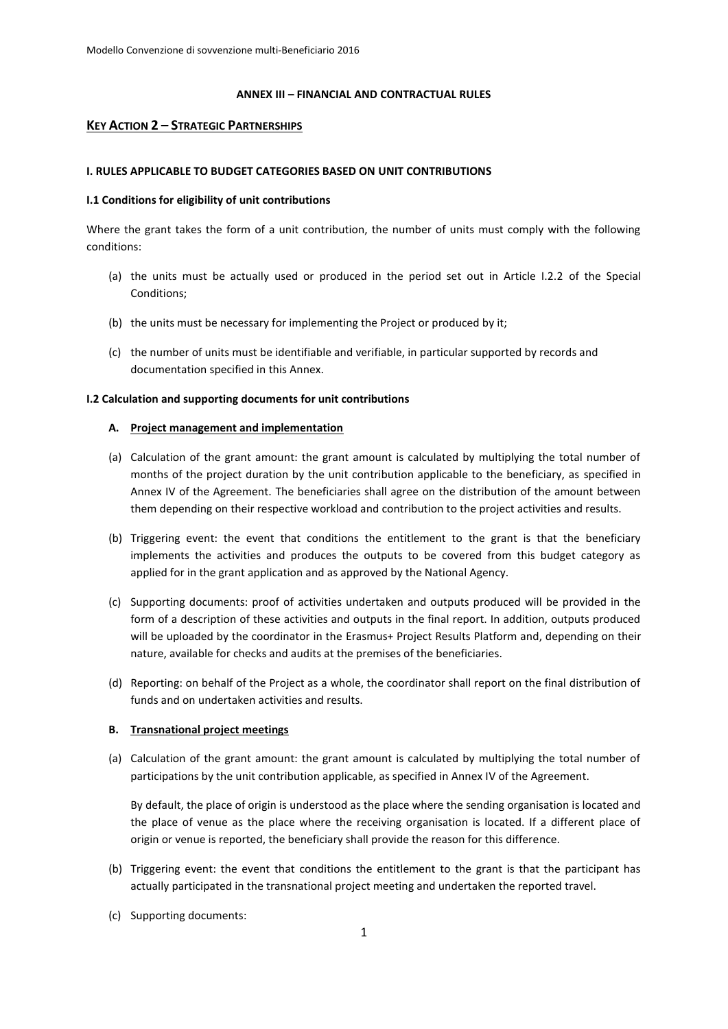# ANNEX III – FINANCIAL AND CONTRACTUAL RULES

## KEY ACTION 2 – STRATEGIC PARTNERSHIPS

### I. RULES APPLICABLE TO BUDGET CATEGORIES BASED ON UNIT CONTRIBUTIONS

#### I.1 Conditions for eligibility of unit contributions

Where the grant takes the form of a unit contribution, the number of units must comply with the following conditions:

(a) the units must be actually used or produced in the period set out in Article I.2.2 of the Special Conditions;

(b) the units must be necessary for implementing the Project or produced by it;

(c) the number of units must be identifiable and verifiable, in particular supported by records and documentation specified in this Annex.

#### I.2 Calculation and supporting documents for unit contributions

**A. Project management and implementation**

(a) Calculation of the grant amount: the grant amount is calculated by multiplying the total number of months of the project duration by the unit contribution applicable to the beneficiary, as specified in Annex IV of the Agreement. The beneficiaries shall agree on the distribution of the amount between them depending on their respective workload and contribution to the project activities and results.

(b) Triggering event: the event that conditions the entitlement to the grant is that the beneficiary implements the activities and produces the outputs to be covered from this budget category as applied for in the grant application and as approved by the National Agency.

(c) Supporting documents: proof of activities undertaken and outputs produced will be provided in the form of a description of these activities and outputs in the final report. In addition, outputs produced will be uploaded by the coordinator in the Erasmus+ Project Results Platform and, depending on their nature, available for checks and audits at the premises of the beneficiaries.

(d) Reporting: on behalf of the Project as a whole, the coordinator shall report on the final distribution of funds and on undertaken activities and results.

**B. Transnational project meetings**

(a) Calculation of the grant amount: the grant amount is calculated by multiplying the total number of participations by the unit contribution applicable, as specified in Annex IV of the Agreement.

By default, the place of origin is understood as the place where the sending organisation is located and the place of venue as the place where the receiving organisation is located. If a different place of origin or venue is reported, the beneficiary shall provide the reason for this difference.

(b) Triggering event: the event that conditions the entitlement to the grant is that the participant has actually participated in the transnational project meeting and undertaken the reported travel.

(c) Supporting documents: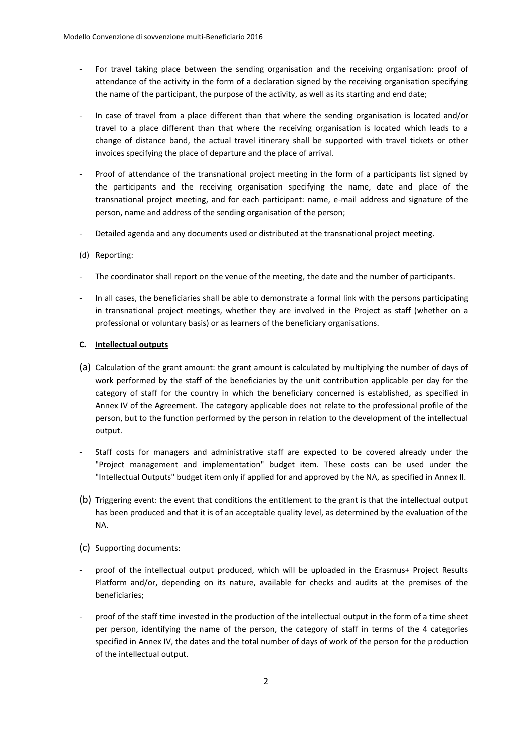- For travel taking place between the sending organisation and the receiving organisation: proof of attendance of the activity in the form of a declaration signed by the receiving organisation specifying the name of the participant, the purpose of the activity, as well as its starting and end date;

- In case of travel from a place different than that where the sending organisation is located and/or travel to a place different than that where the receiving organisation is located which leads to a change of distance band, the actual travel itinerary shall be supported with travel tickets or other invoices specifying the place of departure and the place of arrival.

- Proof of attendance of the transnational project meeting in the form of a participants list signed by the participants and the receiving organisation specifying the name, date and place of the transnational project meeting, and for each participant: name, e-mail address and signature of the person, name and address of the sending organisation of the person;

- Detailed agenda and any documents used or distributed at the transnational project meeting.

(d) Reporting:

- The coordinator shall report on the venue of the meeting, the date and the number of participants.

- In all cases, the beneficiaries shall be able to demonstrate a formal link with the persons participating in transnational project meetings, whether they are involved in the Project as staff (whether on a professional or voluntary basis) or as learners of the beneficiary organisations.

**C. <u>Intellectual outputs</u>**

(a) Calculation of the grant amount: the grant amount is calculated by multiplying the number of days of work performed by the staff of the beneficiaries by the unit contribution applicable per day for the category of staff for the country in which the beneficiary concerned is established, as specified in Annex IV of the Agreement. The category applicable does not relate to the professional profile of the person, but to the function performed by the person in relation to the development of the intellectual output.

- Staff costs for managers and administrative staff are expected to be covered already under the "Project management and implementation" budget item. These costs can be used under the "Intellectual Outputs" budget item only if applied for and approved by the NA, as specified in Annex II.

(b) Triggering event: the event that conditions the entitlement to the grant is that the intellectual output has been produced and that it is of an acceptable quality level, as determined by the evaluation of the NA.

(c) Supporting documents:

- proof of the intellectual output produced, which will be uploaded in the Erasmus+ Project Results Platform and/or, depending on its nature, available for checks and audits at the premises of the beneficiaries;

- proof of the staff time invested in the production of the intellectual output in the form of a time sheet per person, identifying the name of the person, the category of staff in terms of the 4 categories specified in Annex IV, the dates and the total number of days of work of the person for the production of the intellectual output.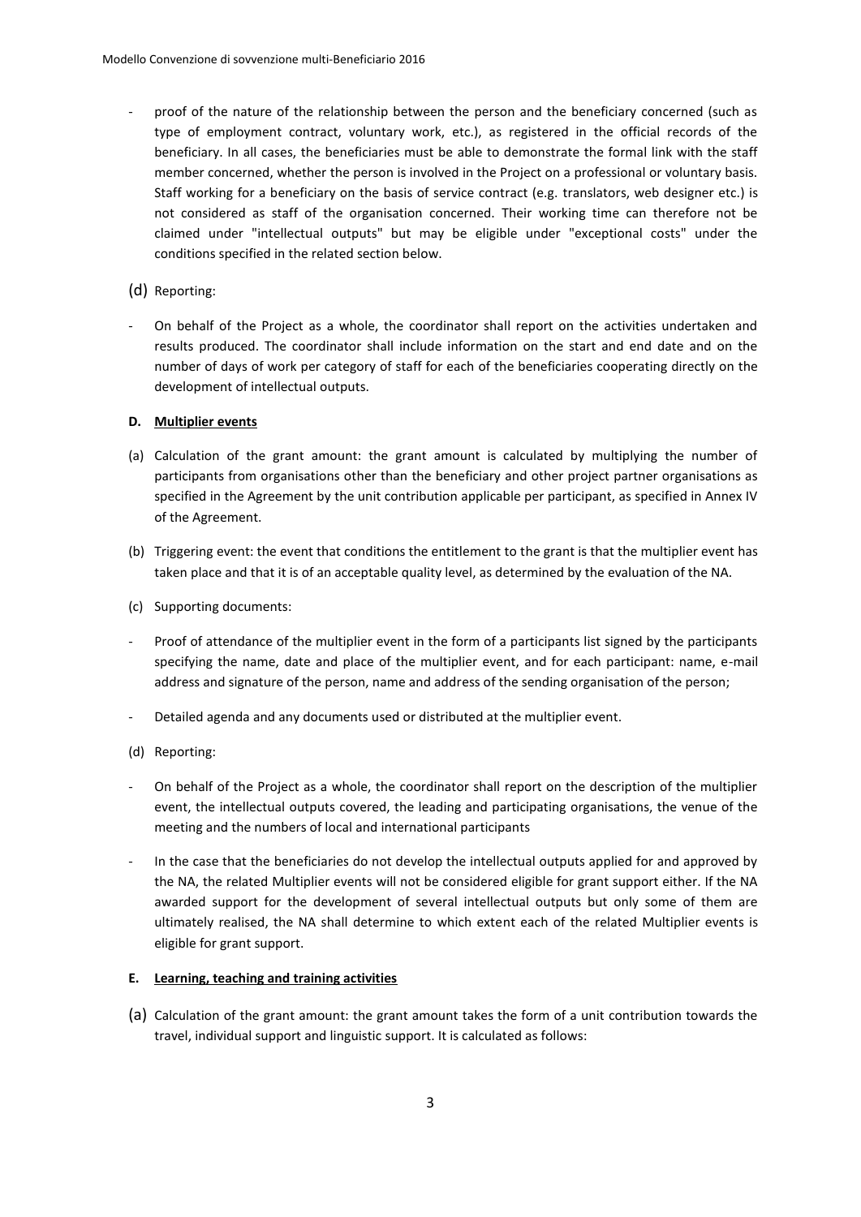- proof of the nature of the relationship between the person and the beneficiary concerned (such as type of employment contract, voluntary work, etc.), as registered in the official records of the beneficiary. In all cases, the beneficiaries must be able to demonstrate the formal link with the staff member concerned, whether the person is involved in the Project on a professional or voluntary basis. Staff working for a beneficiary on the basis of service contract (e.g. translators, web designer etc.) is not considered as staff of the organisation concerned. Their working time can therefore not be claimed under "intellectual outputs" but may be eligible under "exceptional costs" under the conditions specified in the related section below.

(d) Reporting:

- On behalf of the Project as a whole, the coordinator shall report on the activities undertaken and results produced. The coordinator shall include information on the start and end date and on the number of days of work per category of staff for each of the beneficiaries cooperating directly on the development of intellectual outputs.

**D. Multiplier events**

(a) Calculation of the grant amount: the grant amount is calculated by multiplying the number of participants from organisations other than the beneficiary and other project partner organisations as specified in the Agreement by the unit contribution applicable per participant, as specified in Annex IV of the Agreement.

(b) Triggering event: the event that conditions the entitlement to the grant is that the multiplier event has taken place and that it is of an acceptable quality level, as determined by the evaluation of the NA.

(c) Supporting documents:

- Proof of attendance of the multiplier event in the form of a participants list signed by the participants specifying the name, date and place of the multiplier event, and for each participant: name, e-mail address and signature of the person, name and address of the sending organisation of the person;

- Detailed agenda and any documents used or distributed at the multiplier event.

(d) Reporting:

- On behalf of the Project as a whole, the coordinator shall report on the description of the multiplier event, the intellectual outputs covered, the leading and participating organisations, the venue of the meeting and the numbers of local and international participants

- In the case that the beneficiaries do not develop the intellectual outputs applied for and approved by the NA, the related Multiplier events will not be considered eligible for grant support either. If the NA awarded support for the development of several intellectual outputs but only some of them are ultimately realised, the NA shall determine to which extent each of the related Multiplier events is eligible for grant support.

**E. Learning, teaching and training activities**

(a) Calculation of the grant amount: the grant amount takes the form of a unit contribution towards the travel, individual support and linguistic support. It is calculated as follows: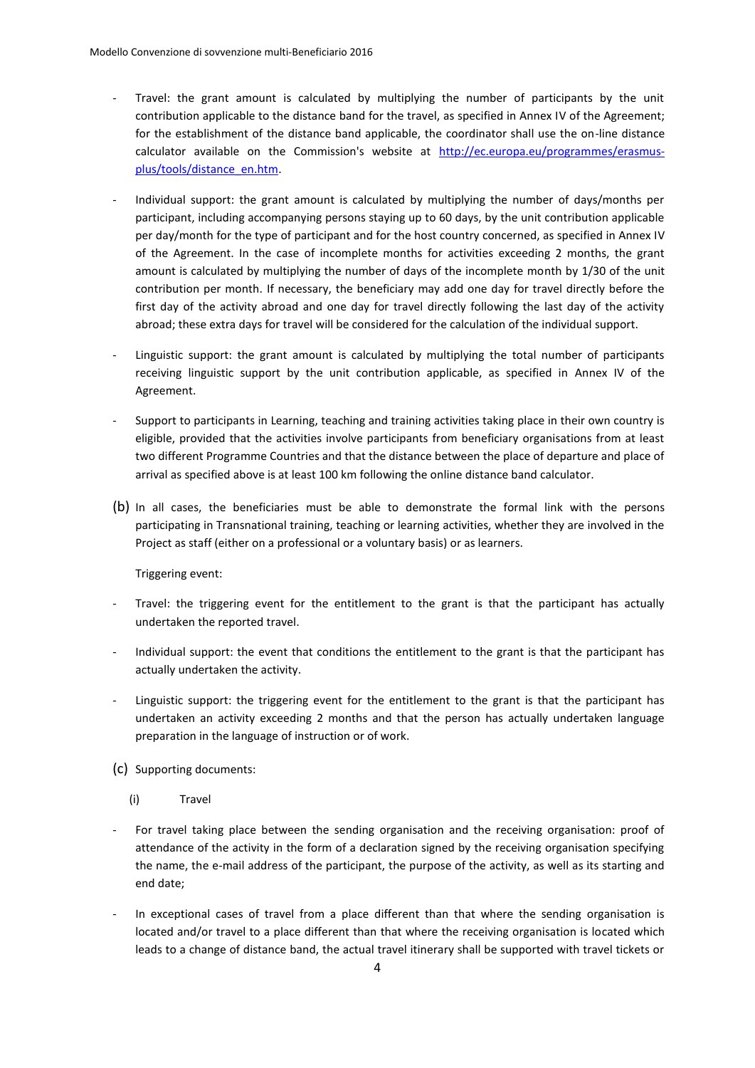- Travel: the grant amount is calculated by multiplying the number of participants by the unit contribution applicable to the distance band for the travel, as specified in Annex IV of the Agreement; for the establishment of the distance band applicable, the coordinator shall use the on-line distance calculator available on the Commission's website at [http://ec.europa.eu/programmes/erasmus-plus/tools/distance_en.htm](http://ec.europa.eu/programmes/erasmus-plus/tools/distance_en.htm).

- Individual support: the grant amount is calculated by multiplying the number of days/months per participant, including accompanying persons staying up to 60 days, by the unit contribution applicable per day/month for the type of participant and for the host country concerned, as specified in Annex IV of the Agreement. In the case of incomplete months for activities exceeding 2 months, the grant amount is calculated by multiplying the number of days of the incomplete month by 1/30 of the unit contribution per month. If necessary, the beneficiary may add one day for travel directly before the first day of the activity abroad and one day for travel directly following the last day of the activity abroad; these extra days for travel will be considered for the calculation of the individual support.

- Linguistic support: the grant amount is calculated by multiplying the total number of participants receiving linguistic support by the unit contribution applicable, as specified in Annex IV of the Agreement.

- Support to participants in Learning, teaching and training activities taking place in their own country is eligible, provided that the activities involve participants from beneficiary organisations from at least two different Programme Countries and that the distance between the place of departure and place of arrival as specified above is at least 100 km following the online distance band calculator.

(b) In all cases, the beneficiaries must be able to demonstrate the formal link with the persons participating in Transnational training, teaching or learning activities, whether they are involved in the Project as staff (either on a professional or a voluntary basis) or as learners.

Triggering event:

- Travel: the triggering event for the entitlement to the grant is that the participant has actually undertaken the reported travel.

- Individual support: the event that conditions the entitlement to the grant is that the participant has actually undertaken the activity.

- Linguistic support: the triggering event for the entitlement to the grant is that the participant has undertaken an activity exceeding 2 months and that the person has actually undertaken language preparation in the language of instruction or of work.

(c) Supporting documents:

(i) Travel

- For travel taking place between the sending organisation and the receiving organisation: proof of attendance of the activity in the form of a declaration signed by the receiving organisation specifying the name, the e-mail address of the participant, the purpose of the activity, as well as its starting and end date;

- In exceptional cases of travel from a place different than that where the sending organisation is located and/or travel to a place different than that where the receiving organisation is located which leads to a change of distance band, the actual travel itinerary shall be supported with travel tickets or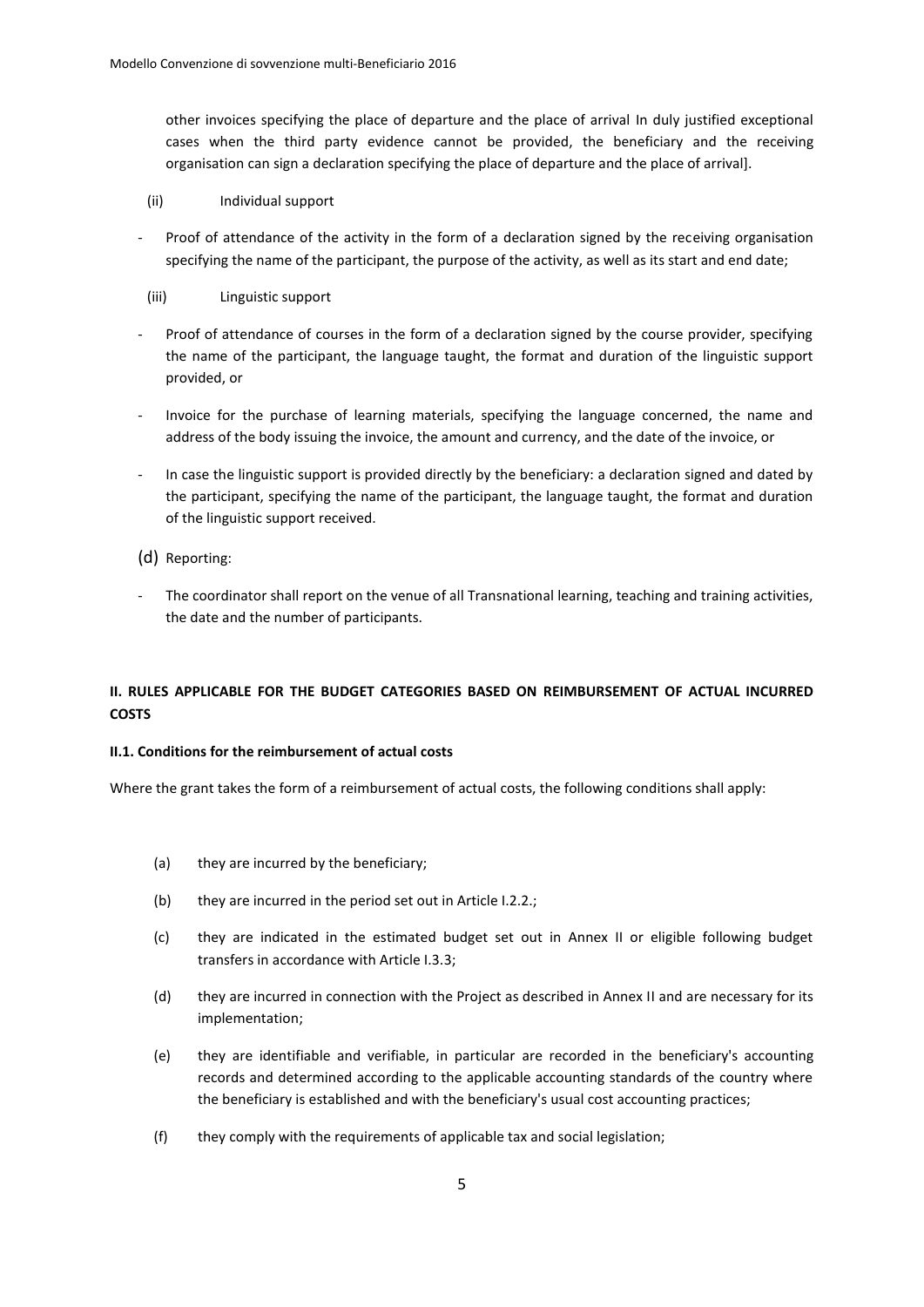other invoices specifying the place of departure and the place of arrival In duly justified exceptional cases when the third party evidence cannot be provided, the beneficiary and the receiving organisation can sign a declaration specifying the place of departure and the place of arrival].

(ii) Individual support

- Proof of attendance of the activity in the form of a declaration signed by the receiving organisation specifying the name of the participant, the purpose of the activity, as well as its start and end date;

(iii) Linguistic support

- Proof of attendance of courses in the form of a declaration signed by the course provider, specifying the name of the participant, the language taught, the format and duration of the linguistic support provided, or
- Invoice for the purchase of learning materials, specifying the language concerned, the name and address of the body issuing the invoice, the amount and currency, and the date of the invoice, or
- In case the linguistic support is provided directly by the beneficiary: a declaration signed and dated by the participant, specifying the name of the participant, the language taught, the format and duration of the linguistic support received.

(d) Reporting:

- The coordinator shall report on the venue of all Transnational learning, teaching and training activities, the date and the number of participants.

## II. RULES APPLICABLE FOR THE BUDGET CATEGORIES BASED ON REIMBURSEMENT OF ACTUAL INCURRED COSTS

### II.1. Conditions for the reimbursement of actual costs

Where the grant takes the form of a reimbursement of actual costs, the following conditions shall apply:

(a) they are incurred by the beneficiary;

(b) they are incurred in the period set out in Article I.2.2.;

(c) they are indicated in the estimated budget set out in Annex II or eligible following budget transfers in accordance with Article I.3.3;

(d) they are incurred in connection with the Project as described in Annex II and are necessary for its implementation;

(e) they are identifiable and verifiable, in particular are recorded in the beneficiary's accounting records and determined according to the applicable accounting standards of the country where the beneficiary is established and with the beneficiary's usual cost accounting practices;

(f) they comply with the requirements of applicable tax and social legislation;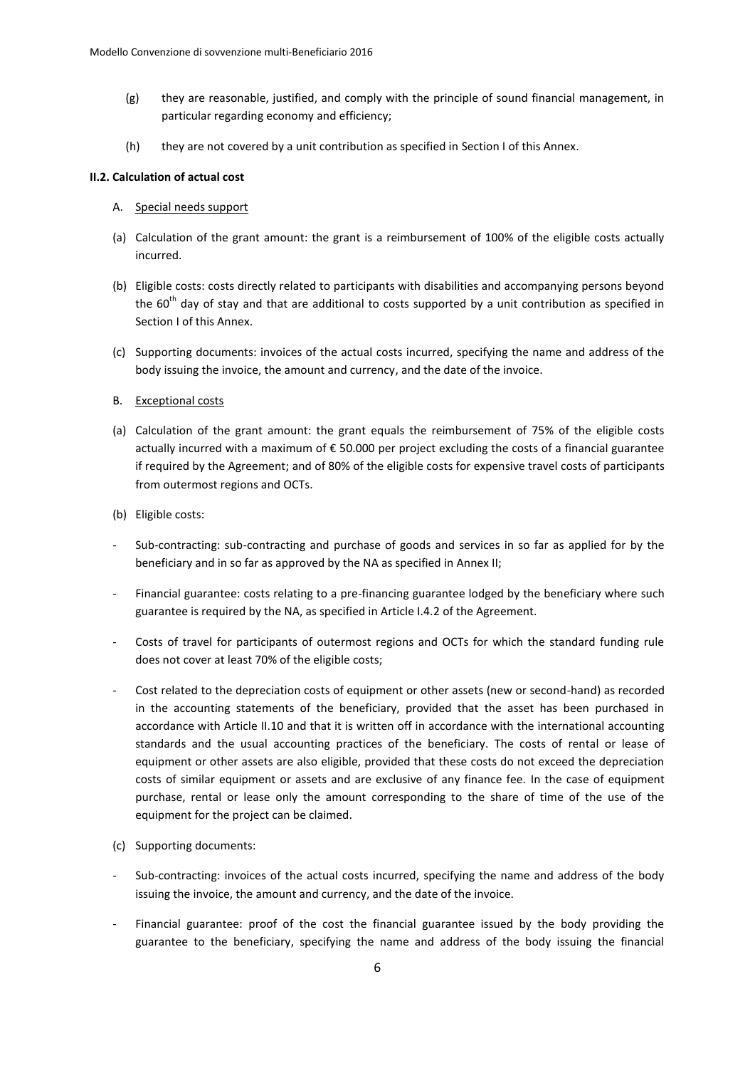(g) they are reasonable, justified, and comply with the principle of sound financial management, in particular regarding economy and efficiency;

(h) they are not covered by a unit contribution as specified in Section I of this Annex.

**II.2. Calculation of actual cost**

A. Special needs support

(a) Calculation of the grant amount: the grant is a reimbursement of 100% of the eligible costs actually incurred.

(b) Eligible costs: costs directly related to participants with disabilities and accompanying persons beyond the 60th day of stay and that are additional to costs supported by a unit contribution as specified in Section I of this Annex.

(c) Supporting documents: invoices of the actual costs incurred, specifying the name and address of the body issuing the invoice, the amount and currency, and the date of the invoice.

B. Exceptional costs

(a) Calculation of the grant amount: the grant equals the reimbursement of 75% of the eligible costs actually incurred with a maximum of € 50.000 per project excluding the costs of a financial guarantee if required by the Agreement; and of 80% of the eligible costs for expensive travel costs of participants from outermost regions and OCTs.

(b) Eligible costs:

- Sub-contracting: sub-contracting and purchase of goods and services in so far as applied for by the beneficiary and in so far as approved by the NA as specified in Annex II;
- Financial guarantee: costs relating to a pre-financing guarantee lodged by the beneficiary where such guarantee is required by the NA, as specified in Article I.4.2 of the Agreement.
- Costs of travel for participants of outermost regions and OCTs for which the standard funding rule does not cover at least 70% of the eligible costs;
- Cost related to the depreciation costs of equipment or other assets (new or second-hand) as recorded in the accounting statements of the beneficiary, provided that the asset has been purchased in accordance with Article II.10 and that it is written off in accordance with the international accounting standards and the usual accounting practices of the beneficiary. The costs of rental or lease of equipment or other assets are also eligible, provided that these costs do not exceed the depreciation costs of similar equipment or assets and are exclusive of any finance fee. In the case of equipment purchase, rental or lease only the amount corresponding to the share of time of the use of the equipment for the project can be claimed.

(c) Supporting documents:

- Sub-contracting: invoices of the actual costs incurred, specifying the name and address of the body issuing the invoice, the amount and currency, and the date of the invoice.
- Financial guarantee: proof of the cost the financial guarantee issued by the body providing the guarantee to the beneficiary, specifying the name and address of the body issuing the financial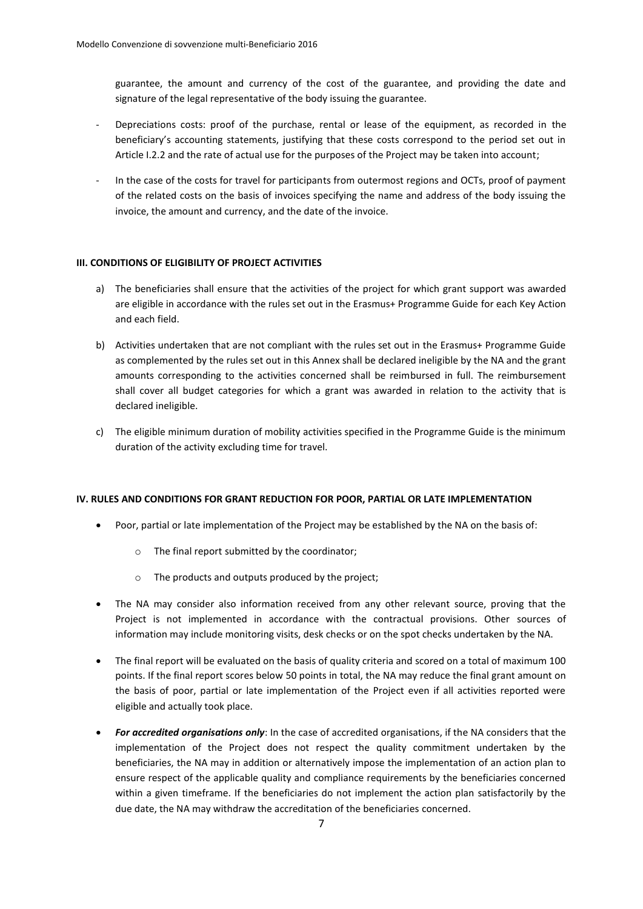guarantee, the amount and currency of the cost of the guarantee, and providing the date and signature of the legal representative of the body issuing the guarantee.

- Depreciations costs: proof of the purchase, rental or lease of the equipment, as recorded in the beneficiary's accounting statements, justifying that these costs correspond to the period set out in Article I.2.2 and the rate of actual use for the purposes of the Project may be taken into account;
- In the case of the costs for travel for participants from outermost regions and OCTs, proof of payment of the related costs on the basis of invoices specifying the name and address of the body issuing the invoice, the amount and currency, and the date of the invoice.

**III. CONDITIONS OF ELIGIBILITY OF PROJECT ACTIVITIES**

a) The beneficiaries shall ensure that the activities of the project for which grant support was awarded are eligible in accordance with the rules set out in the Erasmus+ Programme Guide for each Key Action and each field.

b) Activities undertaken that are not compliant with the rules set out in the Erasmus+ Programme Guide as complemented by the rules set out in this Annex shall be declared ineligible by the NA and the grant amounts corresponding to the activities concerned shall be reimbursed in full. The reimbursement shall cover all budget categories for which a grant was awarded in relation to the activity that is declared ineligible.

c) The eligible minimum duration of mobility activities specified in the Programme Guide is the minimum duration of the activity excluding time for travel.

**IV. RULES AND CONDITIONS FOR GRANT REDUCTION FOR POOR, PARTIAL OR LATE IMPLEMENTATION**

- Poor, partial or late implementation of the Project may be established by the NA on the basis of:
  - The final report submitted by the coordinator;
  - The products and outputs produced by the project;
- The NA may consider also information received from any other relevant source, proving that the Project is not implemented in accordance with the contractual provisions. Other sources of information may include monitoring visits, desk checks or on the spot checks undertaken by the NA.
- The final report will be evaluated on the basis of quality criteria and scored on a total of maximum 100 points. If the final report scores below 50 points in total, the NA may reduce the final grant amount on the basis of poor, partial or late implementation of the Project even if all activities reported were eligible and actually took place.
- ***For accredited organisations only***: In the case of accredited organisations, if the NA considers that the implementation of the Project does not respect the quality commitment undertaken by the beneficiaries, the NA may in addition or alternatively impose the implementation of an action plan to ensure respect of the applicable quality and compliance requirements by the beneficiaries concerned within a given timeframe. If the beneficiaries do not implement the action plan satisfactorily by the due date, the NA may withdraw the accreditation of the beneficiaries concerned.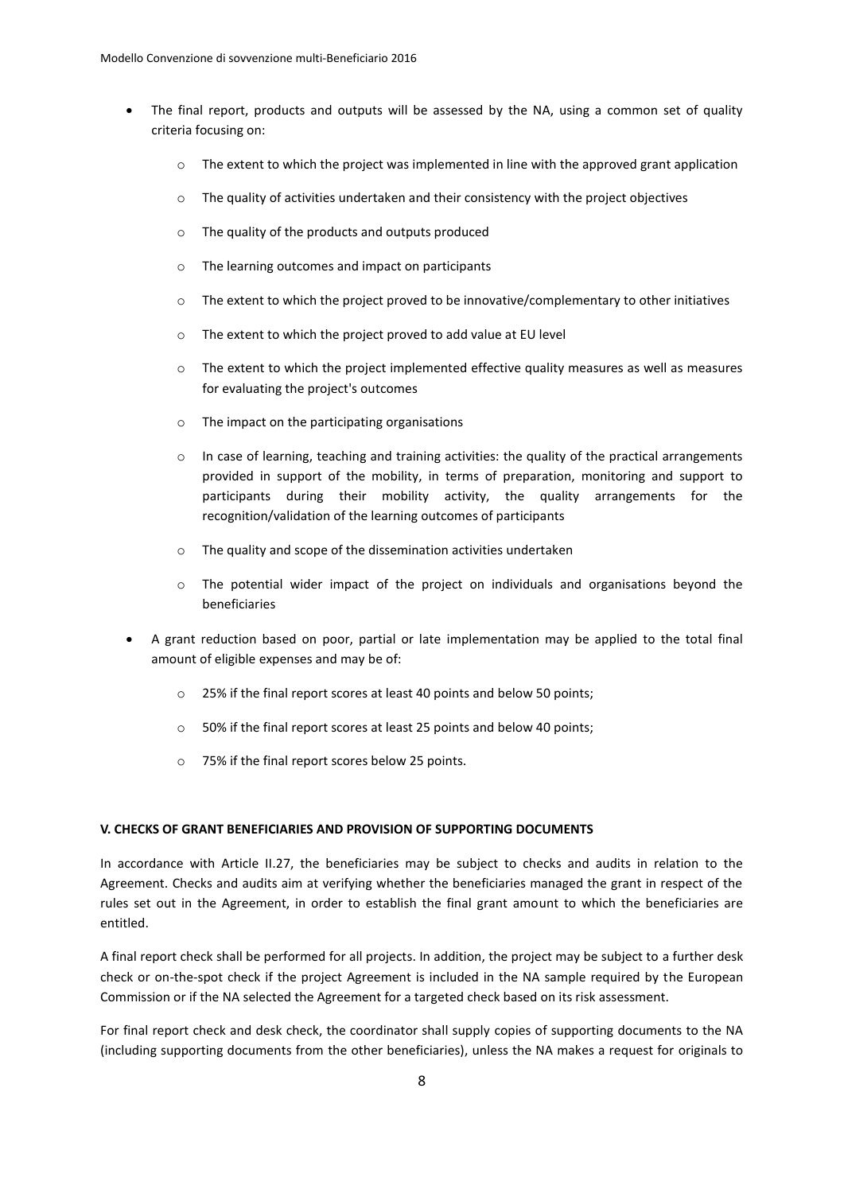- The final report, products and outputs will be assessed by the NA, using a common set of quality criteria focusing on:
  - The extent to which the project was implemented in line with the approved grant application
  - The quality of activities undertaken and their consistency with the project objectives
  - The quality of the products and outputs produced
  - The learning outcomes and impact on participants
  - The extent to which the project proved to be innovative/complementary to other initiatives
  - The extent to which the project proved to add value at EU level
  - The extent to which the project implemented effective quality measures as well as measures for evaluating the project's outcomes
  - The impact on the participating organisations
  - In case of learning, teaching and training activities: the quality of the practical arrangements provided in support of the mobility, in terms of preparation, monitoring and support to participants during their mobility activity, the quality arrangements for the recognition/validation of the learning outcomes of participants
  - The quality and scope of the dissemination activities undertaken
  - The potential wider impact of the project on individuals and organisations beyond the beneficiaries
- A grant reduction based on poor, partial or late implementation may be applied to the total final amount of eligible expenses and may be of:
  - 25% if the final report scores at least 40 points and below 50 points;
  - 50% if the final report scores at least 25 points and below 40 points;
  - 75% if the final report scores below 25 points.

**V. CHECKS OF GRANT BENEFICIARIES AND PROVISION OF SUPPORTING DOCUMENTS**

In accordance with Article II.27, the beneficiaries may be subject to checks and audits in relation to the Agreement. Checks and audits aim at verifying whether the beneficiaries managed the grant in respect of the rules set out in the Agreement, in order to establish the final grant amount to which the beneficiaries are entitled.

A final report check shall be performed for all projects. In addition, the project may be subject to a further desk check or on-the-spot check if the project Agreement is included in the NA sample required by the European Commission or if the NA selected the Agreement for a targeted check based on its risk assessment.

For final report check and desk check, the coordinator shall supply copies of supporting documents to the NA (including supporting documents from the other beneficiaries), unless the NA makes a request for originals to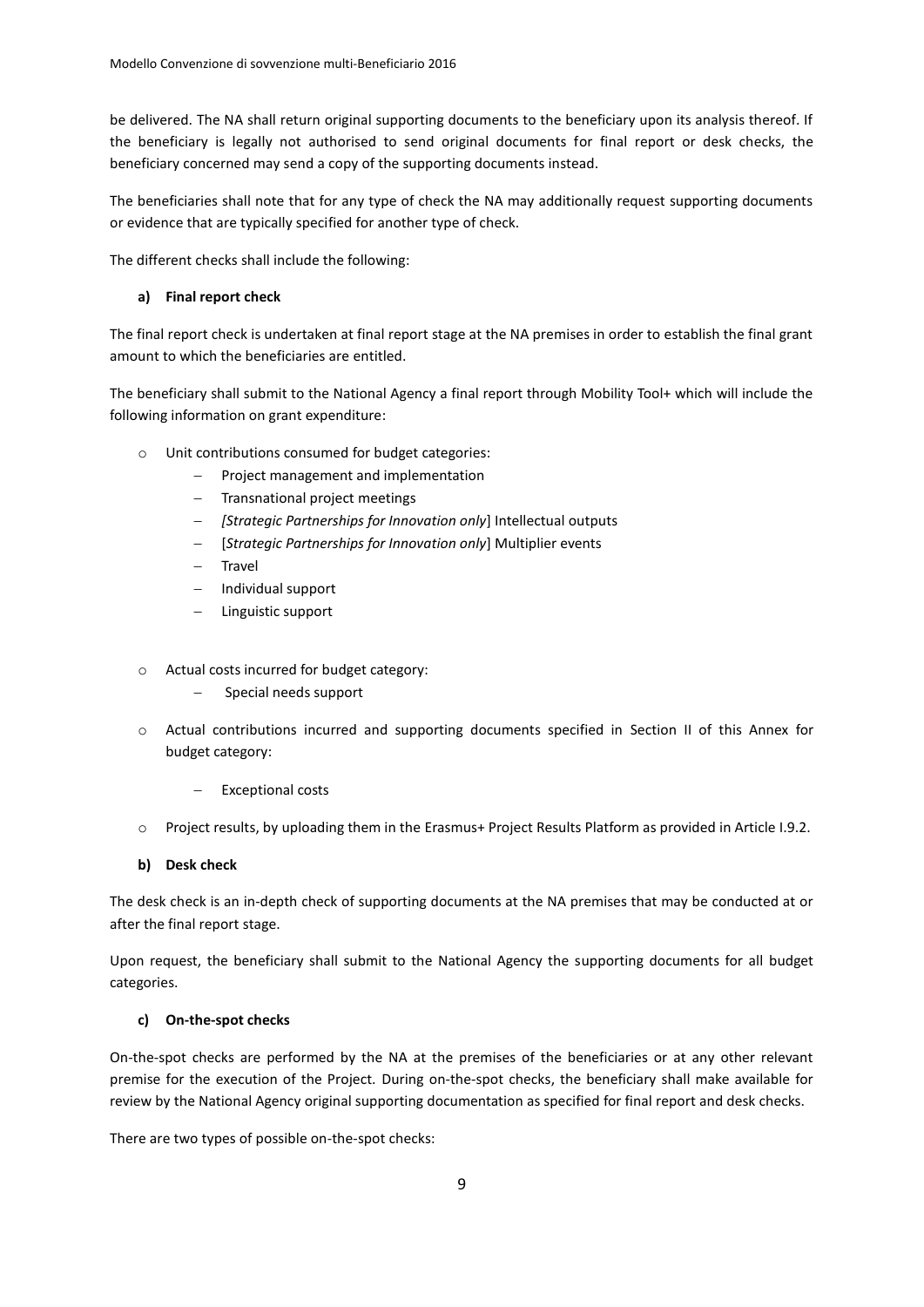be delivered. The NA shall return original supporting documents to the beneficiary upon its analysis thereof. If the beneficiary is legally not authorised to send original documents for final report or desk checks, the beneficiary concerned may send a copy of the supporting documents instead.

The beneficiaries shall note that for any type of check the NA may additionally request supporting documents or evidence that are typically specified for another type of check.

The different checks shall include the following:

**a) Final report check**

The final report check is undertaken at final report stage at the NA premises in order to establish the final grant amount to which the beneficiaries are entitled.

The beneficiary shall submit to the National Agency a final report through Mobility Tool+ which will include the following information on grant expenditure:

- Unit contributions consumed for budget categories:
  - Project management and implementation
  - Transnational project meetings
  - *[Strategic Partnerships for Innovation only*] Intellectual outputs
  - [*Strategic Partnerships for Innovation only*] Multiplier events
  - Travel
  - Individual support
  - Linguistic support

- Actual costs incurred for budget category:
  - Special needs support

- Actual contributions incurred and supporting documents specified in Section II of this Annex for budget category:
  - Exceptional costs

- Project results, by uploading them in the Erasmus+ Project Results Platform as provided in Article I.9.2.

**b) Desk check**

The desk check is an in-depth check of supporting documents at the NA premises that may be conducted at or after the final report stage.

Upon request, the beneficiary shall submit to the National Agency the supporting documents for all budget categories.

**c) On-the-spot checks**

On-the-spot checks are performed by the NA at the premises of the beneficiaries or at any other relevant premise for the execution of the Project. During on-the-spot checks, the beneficiary shall make available for review by the National Agency original supporting documentation as specified for final report and desk checks.

There are two types of possible on-the-spot checks: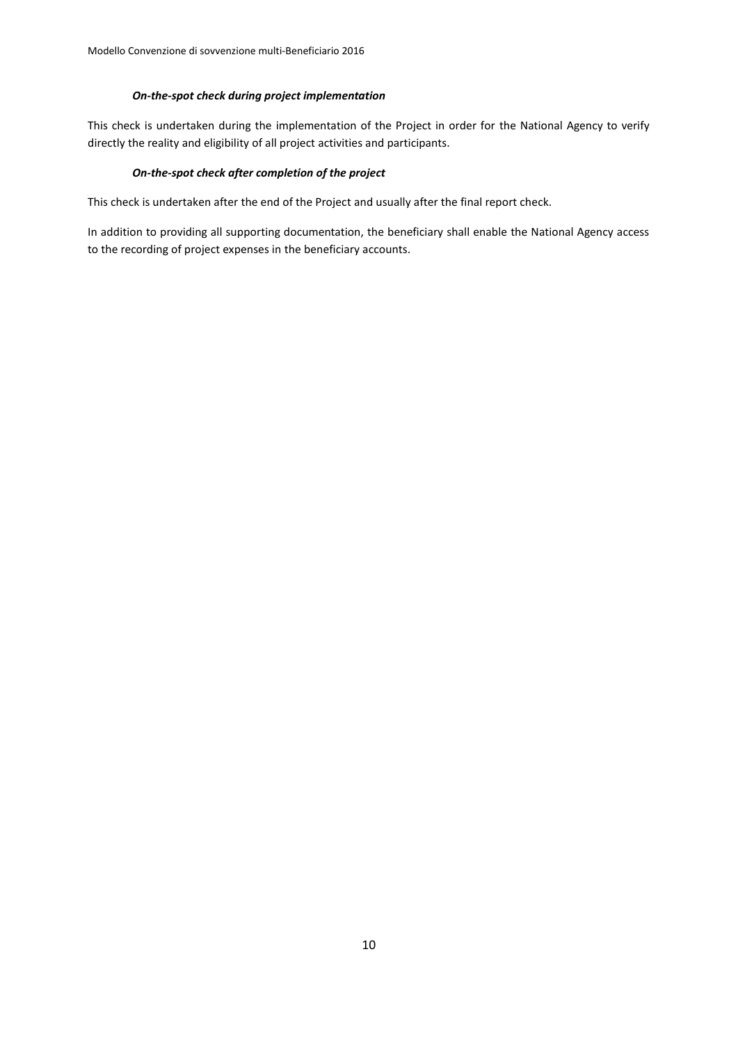***On-the-spot check during project implementation***

This check is undertaken during the implementation of the Project in order for the National Agency to verify directly the reality and eligibility of all project activities and participants.

***On-the-spot check after completion of the project***

This check is undertaken after the end of the Project and usually after the final report check.

In addition to providing all supporting documentation, the beneficiary shall enable the National Agency access to the recording of project expenses in the beneficiary accounts.